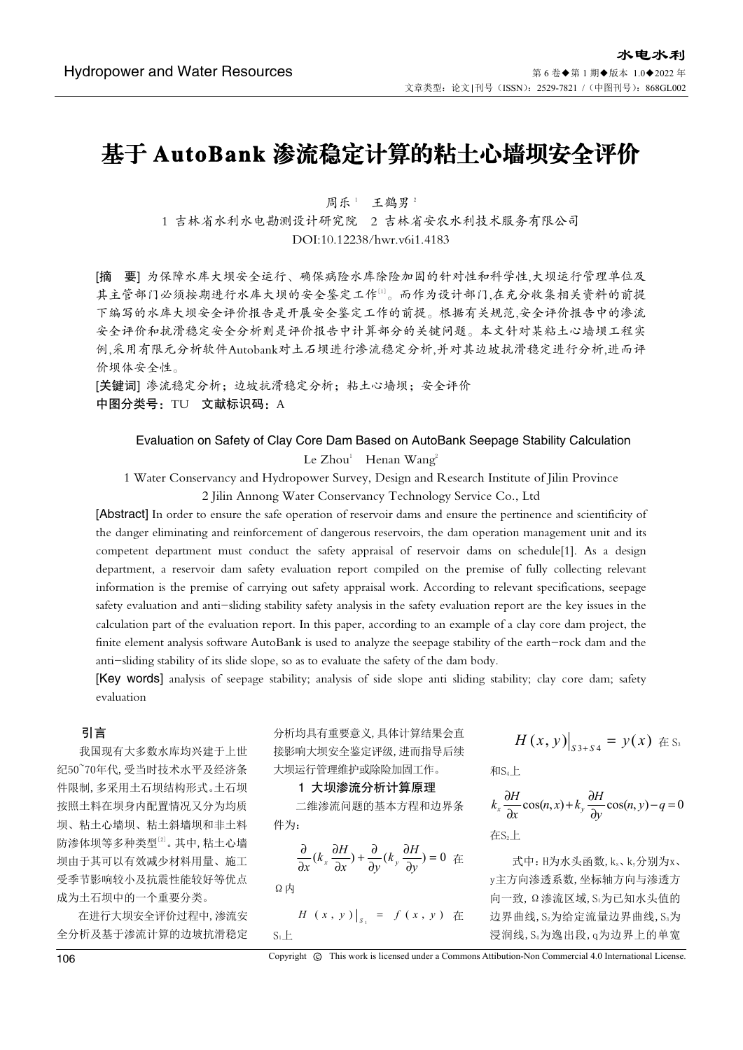# 基于AutoBank渗流稳定计算的粘土心墙坝安全评价

周乐[1]　王鹤男[2]

1 吉林省水利水电勘测设计研究院　2 吉林省安农水利技术服务有限公司

DOI:10.12238/hwr.v6i1.4183

**[摘　要]** 为保障水库大坝安全运行、确保病险水库除险加固的针对性和科学性,大坝运行管理单位及其主管部门必须按期进行水库大坝的安全鉴定工作[1]。而作为设计部门,在充分收集相关资料的前提下编写的水库大坝安全评价报告是开展安全鉴定工作的前提。根据有关规范,安全评价报告中的渗流安全评价和抗滑稳定安全分析则是评价报告中计算部分的关键问题。本文针对某粘土心墙坝工程实例,采用有限元分析软件Autobank对土石坝进行渗流稳定分析,并对其边坡抗滑稳定进行分析,进而评价坝体安全性。

**[关键词]** 渗流稳定分析;边坡抗滑稳定分析;粘土心墙坝;安全评价

**中图分类号:** TU　**文献标识码:** A

## Evaluation on Safety of Clay Core Dam Based on AutoBank Seepage Stability Calculation

Le Zhou[1]　Henan Wang[2]

1 Water Conservancy and Hydropower Survey, Design and Research Institute of Jilin Province

2 Jilin Annong Water Conservancy Technology Service Co., Ltd

**[Abstract]** In order to ensure the safe operation of reservoir dams and ensure the pertinence and scientificity of the danger eliminating and reinforcement of dangerous reservoirs, the dam operation management unit and its competent department must conduct the safety appraisal of reservoir dams on schedule[1]. As a design department, a reservoir dam safety evaluation report compiled on the premise of fully collecting relevant information is the premise of carrying out safety appraisal work. According to relevant specifications, seepage safety evaluation and anti-sliding stability safety analysis in the safety evaluation report are the key issues in the calculation part of the evaluation report. In this paper, according to an example of a clay core dam project, the finite element analysis software AutoBank is used to analyze the seepage stability of the earth-rock dam and the anti-sliding stability of its slide slope, so as to evaluate the safety of the dam body.

**[Key words]** analysis of seepage stability; analysis of side slope anti sliding stability; clay core dam; safety evaluation

## 引言

我国现有大多数水库均兴建于上世纪50~70年代,受当时技术水平及经济条件限制,多采用土石坝结构形式。土石坝按照土料在坝身内配置情况又分为均质坝、粘土心墙坝、粘土斜墙坝和非土料防渗体坝等多种类型[2]。其中,粘土心墙坝由于其可以有效减少材料用量、施工受季节影响较小及抗震性能较好等优点成为土石坝中的一个重要分类。

在进行大坝安全评价过程中,渗流安全分析及基于渗流计算的边坡抗滑稳定分析均具有重要意义,具体计算结果会直接影响大坝安全鉴定评级,进而指导后续大坝运行管理维护或除险加固工作。

## 1 大坝渗流分析计算原理

二维渗流问题的基本方程和边界条件为:

$$\frac{\partial}{\partial x}(k_x\frac{\partial H}{\partial x})+\frac{\partial}{\partial y}(k_y\frac{\partial H}{\partial y})=0$$ 在Ω内

$$H(x,y)\big|_{S_1}=f(x,y)$$ 在$S_1$上

$$H(x,y)\big|_{S3+S4}=y(x)$$ 在$S_3$和$S_4$上

$$k_x\frac{\partial H}{\partial x}\cos(n,x)+k_y\frac{\partial H}{\partial y}\cos(n,y)-q=0$$ 在$S_2$上

式中:H为水头函数,$k_x$、$k_y$分别为x、y主方向渗透系数,坐标轴方向与渗透方向一致,Ω渗流区域,$S_1$为已知水头值的边界曲线,$S_2$为给定流量边界曲线,$S_3$为浸润线,$S_4$为逸出段,q为边界上的单宽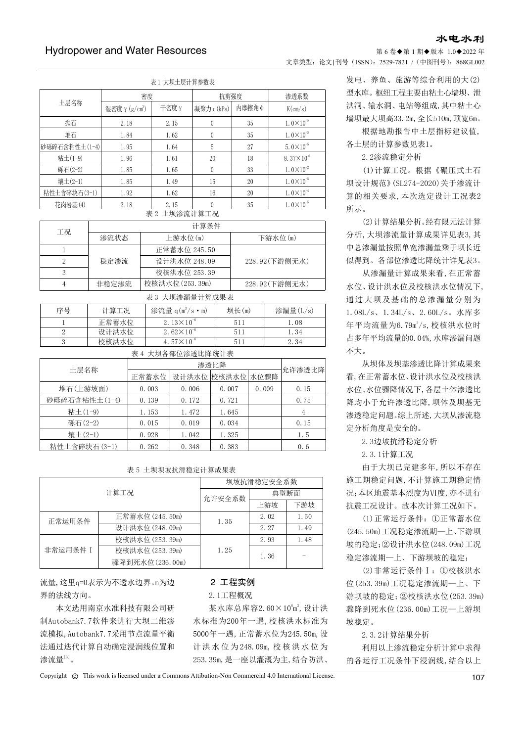表1 大坝土层计算参数表

| 土层名称 | 密度 | | 抗剪强度 | | 渗透系数 |
|---|---|---|---|---|---|
| | 湿密度γ(g/cm³) | 干密度γ | 凝聚力c(kPa) | 内摩擦角φ | K(cm/s) |
| 抛石 | 2.18 | 2.15 | 0 | 35 | $1.0\times10^{-2}$ |
| 堆石 | 1.84 | 1.62 | 0 | 35 | $1.0\times10^{-2}$ |
| 砂砾碎石含粘性土(1-4) | 1.95 | 1.64 | 5 | 27 | $5.0\times10^{-5}$ |
| 粘土(1-9) | 1.96 | 1.61 | 20 | 18 | $8.37\times10^{-6}$ |
| 砾石(2-2) | 1.85 | 1.65 | 0 | 33 | $1.0\times10^{-2}$ |
| 壤土(2-1) | 1.85 | 1.49 | 15 | 20 | $1.0\times10^{-5}$ |
| 粘性土含碎块石(3-1) | 1.92 | 1.62 | 16 | 20 | $1.0\times10^{-4}$ |
| 花岗岩基(4) | 2.18 | 2.15 | 0 | 35 | $1.0\times10^{-5}$ |

表2 土坝渗流计算工况

| 工况 | 计算条件 | | |
|---|---|---|---|
| | 渗流状态 | 上游水位(m) | 下游水位(m) |
| 1 | 稳定渗流 | 正常蓄水位 245.50 | 228.92(下游侧无水) |
| 2 | | 设计洪水位 248.09 | |
| 3 | | 校核洪水位 253.39 | |
| 4 | 非稳定渗流 | 校核洪水位(253.39m) | 228.92(下游侧无水) |

表3 大坝渗漏量计算成果表

| 序号 | 计算工况 | 渗流量 q(m³/s·m) | 坝长(m) | 渗漏量(L/s) |
|---|---|---|---|---|
| 1 | 正常蓄水位 | $2.13\times10^{-6}$ | 511 | 1.08 |
| 2 | 设计洪水位 | $2.62\times10^{-6}$ | 511 | 1.34 |
| 3 | 校核洪水位 | $4.57\times10^{-6}$ | 511 | 2.34 |

表4 大坝各部位渗透比降统计表

| 土层名称 | 渗透比降 | | | | 允许渗透比降 |
|---|---|---|---|---|---|
| | 正常蓄水位 | 设计洪水位 | 校核洪水位 | 水位骤降 | |
| 堆石(上游坡面) | 0.003 | 0.006 | 0.007 | 0.009 | 0.15 |
| 砂砾碎石含粘性土(1-4) | 0.139 | 0.172 | 0.721 | | 0.75 |
| 粘土(1-9) | 1.153 | 1.472 | 1.645 | | 4 |
| 砾石(2-2) | 0.015 | 0.019 | 0.034 | | 0.15 |
| 壤土(2-1) | 0.928 | 1.042 | 1.325 | | 1.5 |
| 粘性土含碎块石(3-1) | 0.262 | 0.348 | 0.383 | | 0.6 |

表5 土坝坝坡抗滑稳定计算成果表

| 计算工况 | | 坝坡抗滑稳定安全系数 | | |
|---|---|---|---|---|
| | | 允许安全系数 | 典型断面 | |
| | | | 上游坡 | 下游坡 |
| 正常运用条件 | 正常蓄水位(245.50m) | 1.35 | 2.02 | 1.50 |
| | 设计洪水位(248.09m) | | 2.27 | 1.49 |
| 非常运用条件Ⅰ | 校核洪水位(253.39m) | 1.25 | 2.93 | 1.48 |
| | 校核洪水位(253.39m)骤降到死水位(236.00m) | | 1.36 | - |

流量,这里q=0表示为不透水边界。n为边界的法线方向。

本文选用南京水准科技有限公司研制Autobank7.7软件来进行大坝二维渗流模拟,Autobank7.7采用节点流量平衡法通过迭代计算自动确定浸润线位置和渗流量[3]。

## 2 工程实例

2.1工程概况

某水库总库容$2.60\times10^8$m³,设计洪水标准为200年一遇,校核洪水标准为5000年一遇,正常蓄水位为245.50m,设计洪水位为248.09m,校核洪水位为253.39m,是一座以灌溉为主,结合防洪、发电、养鱼、旅游等综合利用的大(2)型水库。枢纽工程主要由粘土心墙坝、泄洪洞、输水洞、电站等组成,其中粘土心墙坝最大坝高33.2m,全长510m,顶宽6m。

根据地勘报告中土层指标建议值,各土层的计算参数见表1。

2.2渗流稳定分析

(1)计算工况。根据《碾压式土石坝设计规范》(SL274-2020)关于渗流计算的相关要求,本次选定设计工况表2所示。

(2)计算结果分析。经有限元法计算分析,大坝渗流量计算成果详见表3,其中总渗漏量按照单宽渗漏量乘于坝长近似得到。各部位渗透比降统计详见表3。

从渗漏量计算成果来看,在正常蓄水位、设计洪水位及校核洪水位情况下,通过大坝及基础的总渗漏量分别为1.08L/s、1.34L/s、2.60L/s。水库多年平均流量为6.79m³/s,校核洪水位时占多年平均流量的0.04%,水库渗漏问题不大。

从坝体及坝基渗透比降计算成果来看,在正常蓄水位、设计洪水位及校核洪水位、水位骤降情况下,各层土体渗透比降均小于允许渗透比降,坝体及坝基无渗透稳定问题。综上所述,大坝从渗流稳定分析角度是安全的。

2.3边坡抗滑稳定分析

2.3.1计算工况

由于大坝已完建多年,所以不存在施工期稳定问题,不计算施工期稳定情况;本区地震基本烈度为Ⅵ度,亦不进行抗震工况设计。故本次计算工况如下。

(1)正常运行条件:①正常蓄水位(245.50m)工况稳定渗流期—上、下游坝坡的稳定;②设计洪水位(248.09m)工况稳定渗流期—上、下游坝坡的稳定;

(2)非常运行条件Ⅰ:①校核洪水位(253.39m)工况稳定渗流期—上、下游坝坡的稳定;②校核洪水位(253.39m)骤降到死水位(236.00m)工况—上游坝坡稳定。

2.3.2计算结果分析

利用以上渗流稳定分析计算中求得的各运行工况条件下浸润线,结合以上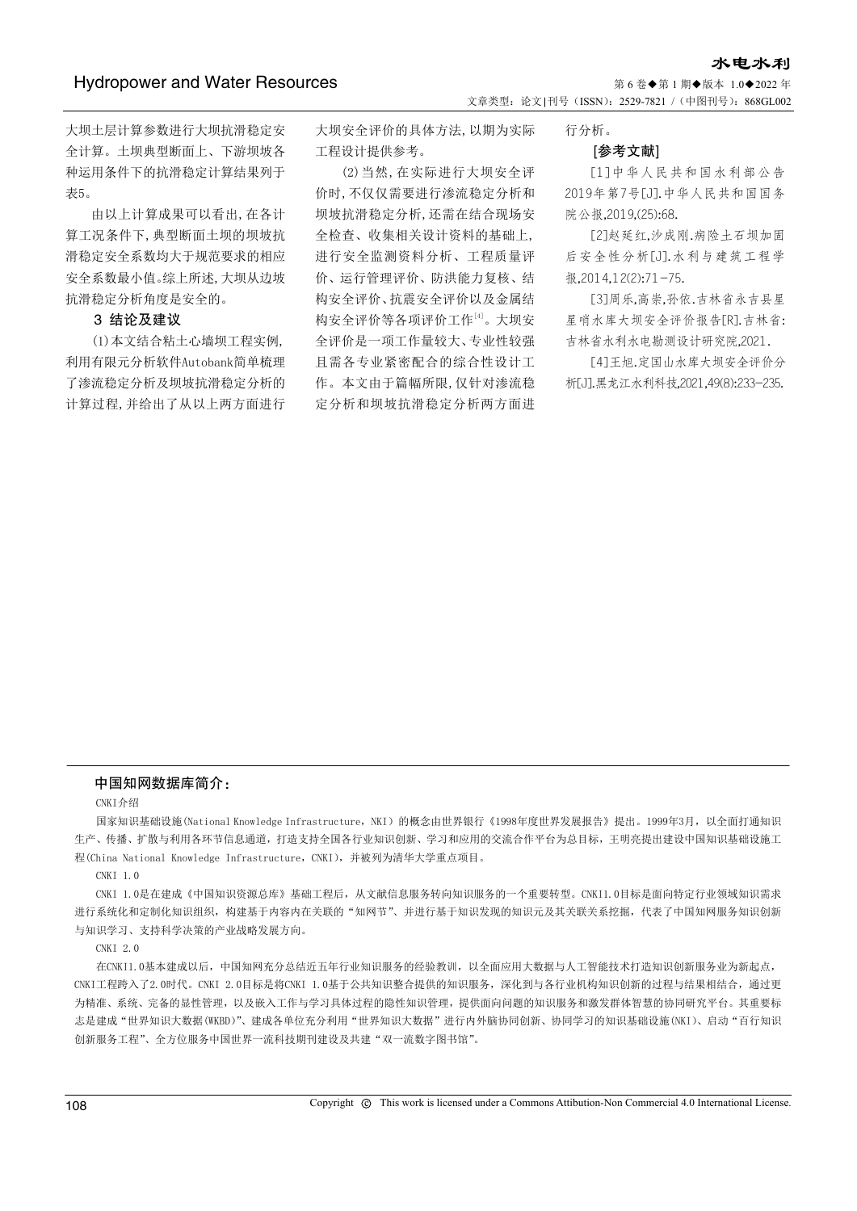大坝土层计算参数进行大坝抗滑稳定安全计算。土坝典型断面上、下游坝坡各种运用条件下的抗滑稳定计算结果列于表5。

由以上计算成果可以看出,在各计算工况条件下,典型断面土坝的坝坡抗滑稳定安全系数均大于规范要求的相应安全系数最小值。综上所述,大坝从边坡抗滑稳定分析角度是安全的。

## 3 结论及建议

(1)本文结合粘土心墙坝工程实例,利用有限元分析软件Autobank简单梳理了渗流稳定分析及坝坡抗滑稳定分析的计算过程,并给出了从以上两方面进行大坝安全评价的具体方法,以期为实际工程设计提供参考。

(2)当然,在实际进行大坝安全评价时,不仅仅需要进行渗流稳定分析和坝坡抗滑稳定分析,还需在结合现场安全检查、收集相关设计资料的基础上,进行安全监测资料分析、工程质量评价、运行管理评价、防洪能力复核、结构安全评价、抗震安全评价以及金属结构安全评价等各项评价工作[4]。大坝安全评价是一项工作量较大、专业性较强且需各专业紧密配合的综合性设计工作。本文由于篇幅所限,仅针对渗流稳定分析和坝坡抗滑稳定分析两方面进行分析。

## [参考文献]

[1]中华人民共和国水利部公告2019年第7号[J].中华人民共和国国务院公报,2019,(25):68.

[2]赵延红,沙戚刚.病险土石坝加固后安全性分析[J].水利与建筑工程学报,2014,12(2):71-75.

[3]周乐,高崇,孙依.吉林省永吉县星星哨水库大坝安全评价报告[R].吉林省:吉林省水利水电勘测设计研究院,2021.

[4]王旭.定国山水库大坝安全评价分析[J].黑龙江水利科技,2021,49(8):233-235.

---

**中国知网数据库简介:**

CNKI介绍

国家知识基础设施(National Knowledge Infrastructure, NKI)的概念由世界银行《1998年度世界发展报告》提出。1999年3月,以全面打通知识生产、传播、扩散与利用各环节信息通道,打造支持全国各行业知识创新、学习和应用的交流合作平台为总目标,王明亮提出建设中国知识基础设施工程(China National Knowledge Infrastructure, CNKI),并被列为清华大学重点项目。

CNKI 1.0

CNKI 1.0是在建成《中国知识资源总库》基础工程后,从文献信息服务转向知识服务的一个重要转型。CNKI1.0目标是面向特定行业领域知识需求进行系统化和定制化知识组织,构建基于内容内在关联的"知网节"、并进行基于知识发现的知识元及其关联关系挖掘,代表了中国知网服务知识创新与知识学习、支持科学决策的产业战略发展方向。

CNKI 2.0

在CNKI1.0基本建成以后,中国知网充分总结近五年行业知识服务的经验教训,以全面应用大数据与人工智能技术打造知识创新服务业为新起点,CNKI工程跨入了2.0时代。CNKI 2.0目标是将CNKI 1.0基于公共知识整合提供的知识服务,深化到与各行业机构知识创新的过程与结果相结合,通过更为精准、系统、完备的显性管理,以及嵌入工作与学习具体过程的隐性知识管理,提供面向问题的知识服务和激发群体智慧的协同研究平台。其重要标志是建成"世界知识大数据(WKBD)"、建成各单位充分利用"世界知识大数据"进行内外脑协同创新、协同学习的知识基础设施(NKI)、启动"百行知识创新服务工程"、全方位服务中国世界一流科技期刊建设及共建"双一流数字图书馆"。